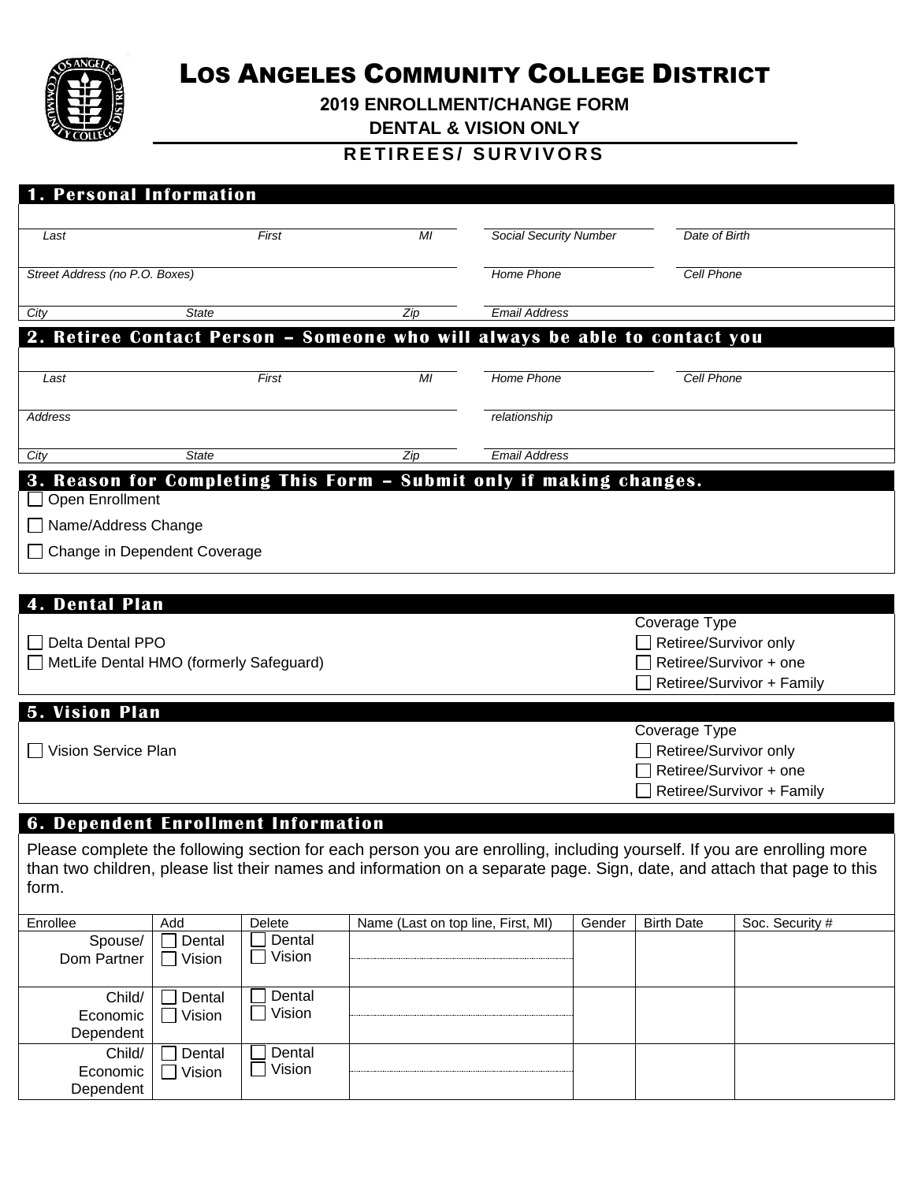# Los Angeles Community College District

**2019 ENROLLMENT/CHANGE FORM**

**DENTAL & VISION ONLY**

**RETIREES/ SURVIVORS**

## 1. Personal Information

| | | | | |
|---|---|---|---|---|
| *Last* | *First* | *MI* | *Social Security Number* | *Date of Birth* |
| *Street Address (no P.O. Boxes)* | | | *Home Phone* | *Cell Phone* |
| *City* | *State* | *Zip* | *Email Address* | |

## 2. Retiree Contact Person – Someone who will always be able to contact you

| | | | | |
|---|---|---|---|---|
| *Last* | *First* | *MI* | *Home Phone* | *Cell Phone* |
| *Address* | | | *relationship* | |
| *City* | *State* | *Zip* | *Email Address* | |

## 3. Reason for Completing This Form – Submit only if making changes.

☐ Open Enrollment

☐ Name/Address Change

☐ Change in Dependent Coverage

## 4. Dental Plan

☐ Delta Dental PPO

☐ MetLife Dental HMO (formerly Safeguard)

Coverage Type

☐ Retiree/Survivor only

☐ Retiree/Survivor + one

☐ Retiree/Survivor + Family

## 5. Vision Plan

☐ Vision Service Plan

Coverage Type

☐ Retiree/Survivor only

☐ Retiree/Survivor + one

☐ Retiree/Survivor + Family

## 6. Dependent Enrollment Information

Please complete the following section for each person you are enrolling, including yourself. If you are enrolling more than two children, please list their names and information on a separate page. Sign, date, and attach that page to this form.

| Enrollee | Add | Delete | Name (Last on top line, First, MI) | Gender | Birth Date | Soc. Security # |
|---|---|---|---|---|---|---|
| Spouse/ Dom Partner | ☐ Dental ☐ Vision | ☐ Dental ☐ Vision | | | | |
| Child/ Economic Dependent | ☐ Dental ☐ Vision | ☐ Dental ☐ Vision | | | | |
| Child/ Economic Dependent | ☐ Dental ☐ Vision | ☐ Dental ☐ Vision | | | | |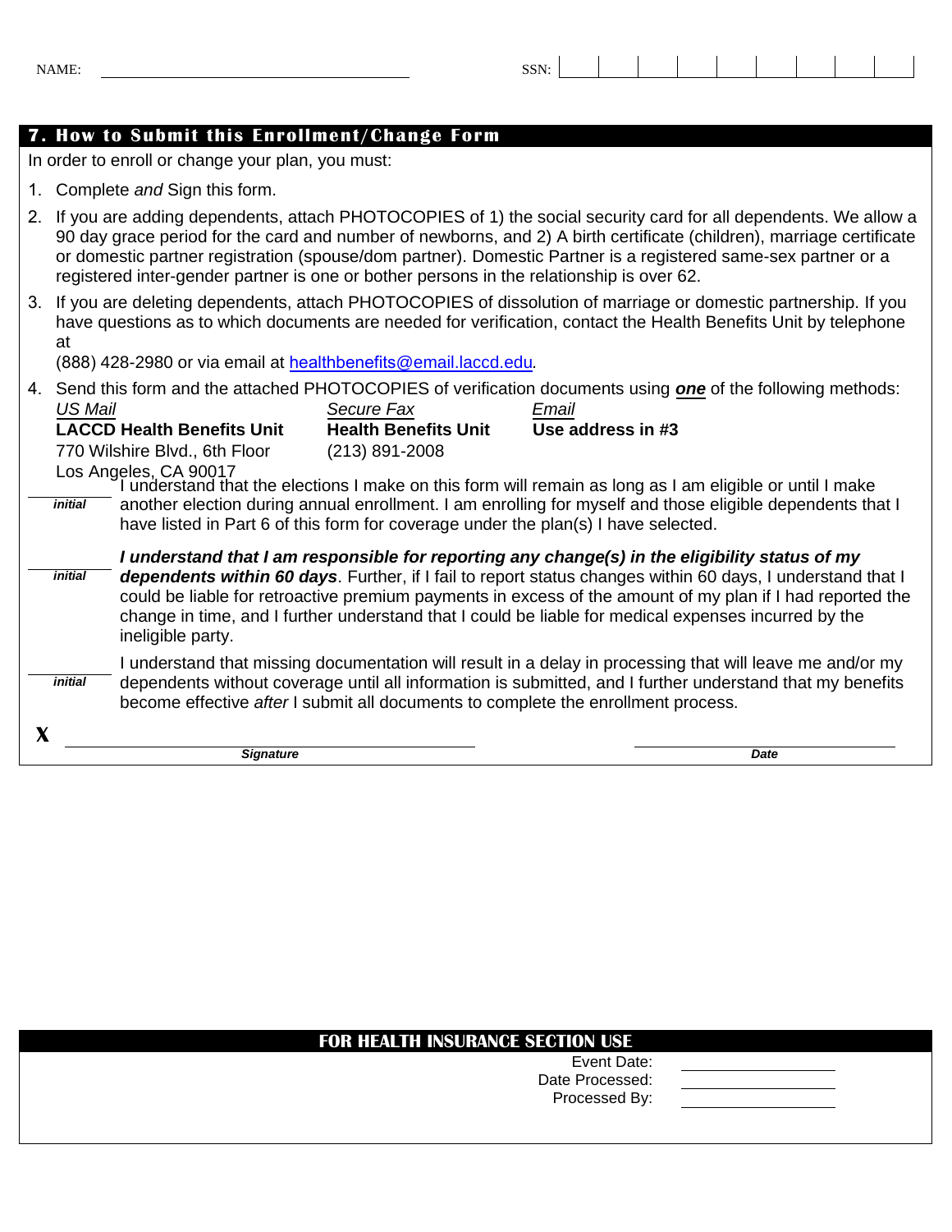NAME: ____________________ SSN: | | | | | | | | | |

## 7. How to Submit this Enrollment/Change Form

In order to enroll or change your plan, you must:

1. Complete *and* Sign this form.
2. If you are adding dependents, attach PHOTOCOPIES of 1) the social security card for all dependents. We allow a 90 day grace period for the card and number of newborns, and 2) A birth certificate (children), marriage certificate or domestic partner registration (spouse/dom partner). Domestic Partner is a registered same-sex partner or a registered inter-gender partner is one or bother persons in the relationship is over 62.
3. If you are deleting dependents, attach PHOTOCOPIES of dissolution of marriage or domestic partnership. If you have questions as to which documents are needed for verification, contact the Health Benefits Unit by telephone at
   (888) 428-2980 or via email at healthbenefits@email.laccd.edu.
4. Send this form and the attached PHOTOCOPIES of verification documents using ***one*** of the following methods:

| *US Mail* | *Secure Fax* | *Email* |
|---|---|---|
| **LACCD Health Benefits Unit** | **Health Benefits Unit** | **Use address in #3** |
| 770 Wilshire Blvd., 6th Floor | (213) 891-2008 | |
| Los Angeles, CA 90017 | | |

______ *initial* I understand that the elections I make on this form will remain as long as I am eligible or until I make another election during annual enrollment. I am enrolling for myself and those eligible dependents that I have listed in Part 6 of this form for coverage under the plan(s) I have selected.

______ *initial* ***I understand that I am responsible for reporting any change(s) in the eligibility status of my dependents within 60 days***. Further, if I fail to report status changes within 60 days, I understand that I could be liable for retroactive premium payments in excess of the amount of my plan if I had reported the change in time, and I further understand that I could be liable for medical expenses incurred by the ineligible party.

______ *initial* I understand that missing documentation will result in a delay in processing that will leave me and/or my dependents without coverage until all information is submitted, and I further understand that my benefits become effective *after* I submit all documents to complete the enrollment process.

**X** ______________________________ ______________________
***Signature*** ***Date***

## FOR HEALTH INSURANCE SECTION USE

Event Date: ____________

Date Processed: ____________

Processed By: ____________